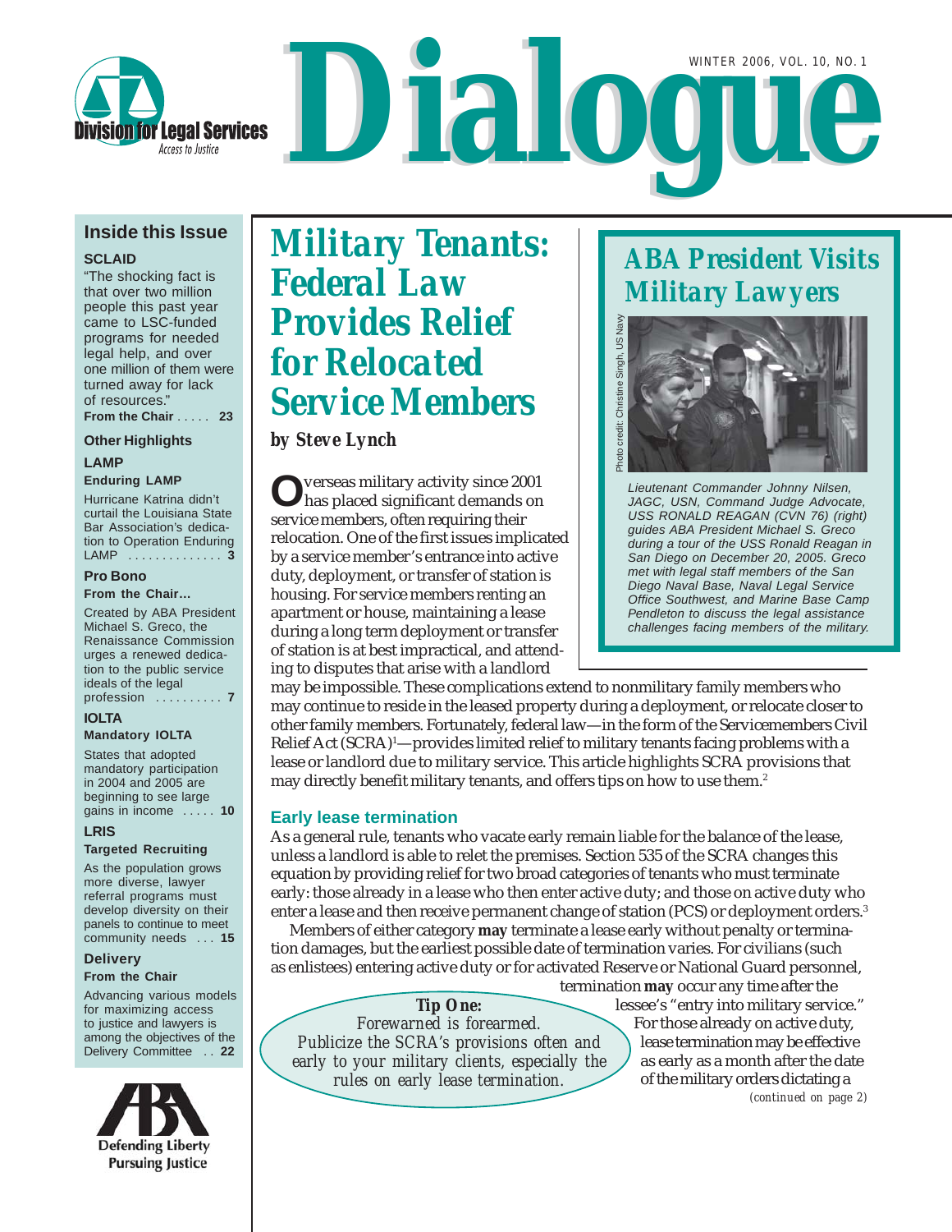# Dialogue

Division for Legal Services

Access to Justice

WINTER 2006, VOL. 10, NO. 1

## Inside this Issue

**SCLAID**

"The shocking fact is that over two million people this past year came to LSC-funded programs for needed legal help, and over one million of them were turned away for lack of resources."
**From the Chair** ..... **23**

**Other Highlights**

**LAMP**

**Enduring LAMP**

Hurricane Katrina didn't curtail the Louisiana State Bar Association's dedication to Operation Enduring LAMP .............. **3**

**Pro Bono**

**From the Chair…**

Created by ABA President Michael S. Greco, the Renaissance Commission urges a renewed dedication to the public service ideals of the legal profession .......... **7**

**IOLTA**

**Mandatory IOLTA**

States that adopted mandatory participation in 2004 and 2005 are beginning to see large gains in income ..... **10**

**LRIS**

**Targeted Recruiting**

As the population grows more diverse, lawyer referral programs must develop diversity on their panels to continue to meet community needs ... **15**

**Delivery**

**From the Chair**

Advancing various models for maximizing access to justice and lawyers is among the objectives of the Delivery Committee .. **22**

Defending Liberty
Pursuing Justice

# Military Tenants: Federal Law Provides Relief for Relocated Service Members

***by Steve Lynch***

Overseas military activity since 2001 has placed significant demands on service members, often requiring their relocation. One of the first issues implicated by a service member's entrance into active duty, deployment, or transfer of station is housing. For service members renting an apartment or house, maintaining a lease during a long term deployment or transfer of station is at best impractical, and attending to disputes that arise with a landlord may be impossible. These complications extend to nonmilitary family members who may continue to reside in the leased property during a deployment, or relocate closer to other family members. Fortunately, federal law—in the form of the Servicemembers Civil Relief Act (SCRA)[1]—provides limited relief to military tenants facing problems with a lease or landlord due to military service. This article highlights SCRA provisions that may directly benefit military tenants, and offers tips on how to use them.[2]

### Early lease termination

As a general rule, tenants who vacate early remain liable for the balance of the lease, unless a landlord is able to relet the premises. Section 535 of the SCRA changes this equation by providing relief for two broad categories of tenants who must terminate early: those already in a lease who then enter active duty; and those on active duty who enter a lease and then receive permanent change of station (PCS) or deployment orders.[3]

Members of either category **may** terminate a lease early without penalty or termination damages, but the earliest possible date of termination varies. For civilians (such as enlistees) entering active duty or for activated Reserve or National Guard personnel, termination **may** occur any time after the lessee's "entry into military service." For those already on active duty, lease termination may be effective as early as a month after the date of the military orders dictating a

*(continued on page 2)*

> **Tip One:**
> *Forewarned is forearmed. Publicize the SCRA's provisions often and early to your military clients, especially the rules on early lease termination.*

## ABA President Visits Military Lawyers

Photo credit: Christine Singh, US Navy

*Lieutenant Commander Johnny Nilsen, JAGC, USN, Command Judge Advocate, USS RONALD REAGAN (CVN 76) (right) guides ABA President Michael S. Greco during a tour of the USS Ronald Reagan in San Diego on December 20, 2005. Greco met with legal staff members of the San Diego Naval Base, Naval Legal Service Office Southwest, and Marine Base Camp Pendleton to discuss the legal assistance challenges facing members of the military.*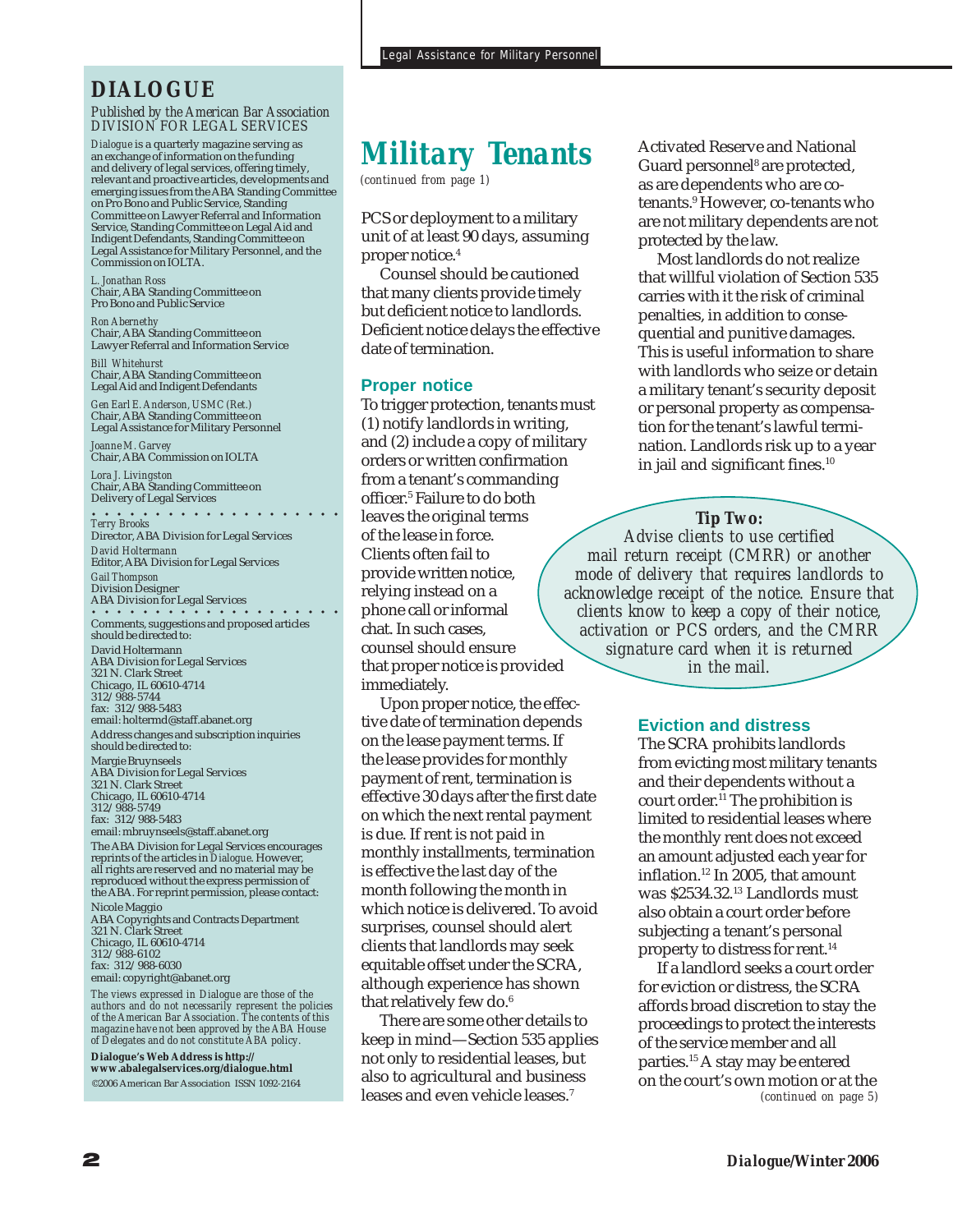## DIALOGUE

*Published by the American Bar Association*
DIVISION FOR LEGAL SERVICES

*Dialogue* is a quarterly magazine serving as an exchange of information on the funding and delivery of legal services, offering timely, relevant and proactive articles, developments and emerging issues from the ABA Standing Committee on Pro Bono and Public Service, Standing Committee on Lawyer Referral and Information Service, Standing Committee on Legal Aid and Indigent Defendants, Standing Committee on Legal Assistance for Military Personnel, and the Commission on IOLTA.

*L. Jonathan Ross*
Chair, ABA Standing Committee on Pro Bono and Public Service

*Ron Abernethy*
Chair, ABA Standing Committee on Lawyer Referral and Information Service

*Bill Whitehurst*
Chair, ABA Standing Committee on Legal Aid and Indigent Defendants

*Gen Earl E. Anderson, USMC (Ret.)*
Chair, ABA Standing Committee on Legal Assistance for Military Personnel

*Joanne M. Garvey*
Chair, ABA Commission on IOLTA

*Lora J. Livingston*
Chair, ABA Standing Committee on Delivery of Legal Services

*Terry Brooks*
Director, ABA Division for Legal Services

*David Holtermann*
Editor, ABA Division for Legal Services

*Gail Thompson*
Division Designer
ABA Division for Legal Services

Comments, suggestions and proposed articles should be directed to:
David Holtermann
ABA Division for Legal Services
321 N. Clark Street
Chicago, IL 60610-4714
312/988-5744
fax: 312/988-5483
email: holtermd@staff.abanet.org

Address changes and subscription inquiries should be directed to:
Margie Bruynseels
ABA Division for Legal Services
321 N. Clark Street
Chicago, IL 60610-4714
312/988-5749
fax: 312/988-5483
email: mbruynseels@staff.abanet.org

The ABA Division for Legal Services encourages reprints of the articles in *Dialogue*. However, all rights are reserved and no material may be reproduced without the express permission of the ABA. For reprint permission, please contact:
Nicole Maggio
ABA Copyrights and Contracts Department
321 N. Clark Street
Chicago, IL 60610-4714
312/988-6102
fax: 312/988-6030
email: copyright@abanet.org

*The views expressed in Dialogue are those of the authors and do not necessarily represent the policies of the American Bar Association. The contents of this magazine have not been approved by the ABA House of Delegates and do not constitute ABA policy.*

**Dialogue's Web Address is http://www.abalegalservices.org/dialogue.html**

©2006 American Bar Association ISSN 1092-2164

# Military Tenants

*(continued from page 1)*

PCS or deployment to a military unit of at least 90 days, assuming proper notice.[4]

Counsel should be cautioned that many clients provide timely but deficient notice to landlords. Deficient notice delays the effective date of termination.

### Proper notice

To trigger protection, tenants must (1) notify landlords in writing, and (2) include a copy of military orders or written confirmation from a tenant's commanding officer.[5] Failure to do both leaves the original terms of the lease in force. Clients often fail to provide written notice, relying instead on a phone call or informal chat. In such cases, counsel should ensure that proper notice is provided immediately.

Upon proper notice, the effective date of termination depends on the lease payment terms. If the lease provides for monthly payment of rent, termination is effective 30 days after the first date on which the next rental payment is due. If rent is not paid in monthly installments, termination is effective the last day of the month following the month in which notice is delivered. To avoid surprises, counsel should alert clients that landlords may seek equitable offset under the SCRA, although experience has shown that relatively few do.[6]

There are some other details to keep in mind—Section 535 applies not only to residential leases, but also to agricultural and business leases and even vehicle leases.[7] Activated Reserve and National Guard personnel[8] are protected, as are dependents who are co-tenants.[9] However, co-tenants who are not military dependents are not protected by the law.

Most landlords do not realize that willful violation of Section 535 carries with it the risk of criminal penalties, in addition to consequential and punitive damages. This is useful information to share with landlords who seize or detain a military tenant's security deposit or personal property as compensation for the tenant's lawful termination. Landlords risk up to a year in jail and significant fines.[10]

> **Tip Two:**
> *Advise clients to use certified mail return receipt (CMRR) or another mode of delivery that requires landlords to acknowledge receipt of the notice. Ensure that clients know to keep a copy of their notice, activation or PCS orders, and the CMRR signature card when it is returned in the mail.*

### Eviction and distress

The SCRA prohibits landlords from evicting most military tenants and their dependents without a court order.[11] The prohibition is limited to residential leases where the monthly rent does not exceed an amount adjusted each year for inflation.[12] In 2005, that amount was $2534.32.[13] Landlords must also obtain a court order before subjecting a tenant's personal property to distress for rent.[14]

If a landlord seeks a court order for eviction or distress, the SCRA affords broad discretion to stay the proceedings to protect the interests of the service member and all parties.[15] A stay may be entered on the court's own motion or at the

*(continued on page 5)*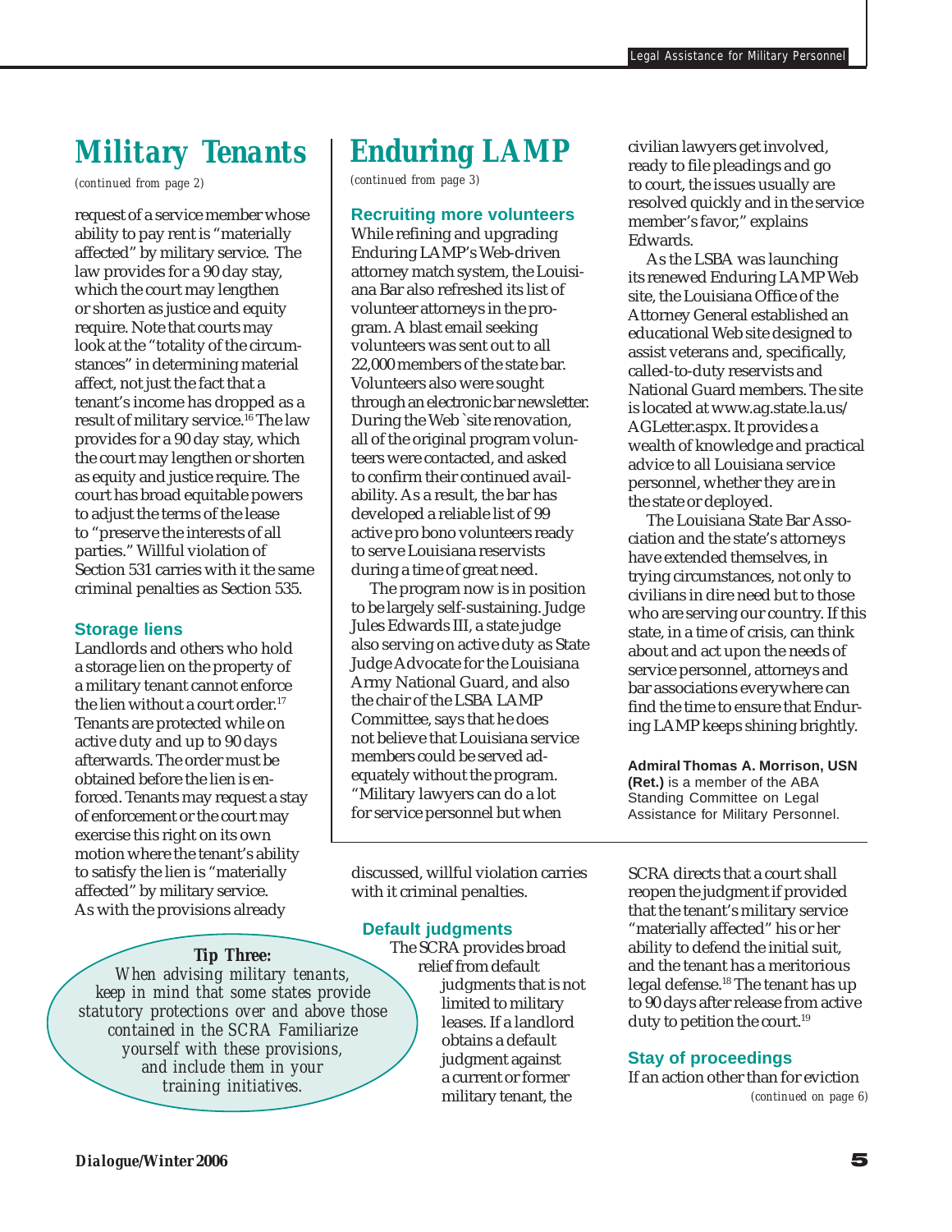# Military Tenants

*(continued from page 2)*

request of a service member whose ability to pay rent is "materially affected" by military service. The law provides for a 90 day stay, which the court may lengthen or shorten as justice and equity require. Note that courts may look at the "totality of the circumstances" in determining material affect, not just the fact that a tenant's income has dropped as a result of military service.[16] The law provides for a 90 day stay, which the court may lengthen or shorten as equity and justice require. The court has broad equitable powers to adjust the terms of the lease to "preserve the interests of all parties." Willful violation of Section 531 carries with it the same criminal penalties as Section 535.

### Storage liens

Landlords and others who hold a storage lien on the property of a military tenant cannot enforce the lien without a court order.[17] Tenants are protected while on active duty and up to 90 days afterwards. The order must be obtained before the lien is enforced. Tenants may request a stay of enforcement or the court may exercise this right on its own motion where the tenant's ability to satisfy the lien is "materially affected" by military service. As with the provisions already discussed, willful violation carries with it criminal penalties.

> **Tip Three:**
> *When advising military tenants, keep in mind that some states provide statutory protections over and above those contained in the SCRA Familiarize yourself with these provisions, and include them in your training initiatives.*

### Default judgments

The SCRA provides broad relief from default judgments that is not limited to military leases. If a landlord obtains a default judgment against a current or former military tenant, the SCRA directs that a court shall reopen the judgment if provided that the tenant's military service "materially affected" his or her ability to defend the initial suit, and the tenant has a meritorious legal defense.[18] The tenant has up to 90 days after release from active duty to petition the court.[19]

### Stay of proceedings

If an action other than for eviction

*(continued on page 6)*

# Enduring LAMP

*(continued from page 3)*

### Recruiting more volunteers

While refining and upgrading Enduring LAMP's Web-driven attorney match system, the Louisiana Bar also refreshed its list of volunteer attorneys in the program. A blast email seeking volunteers was sent out to all 22,000 members of the state bar. Volunteers also were sought through an electronic bar newsletter. During the Web `site renovation, all of the original program volunteers were contacted, and asked to confirm their continued availability. As a result, the bar has developed a reliable list of 99 active pro bono volunteers ready to serve Louisiana reservists during a time of great need.

The program now is in position to be largely self-sustaining. Judge Jules Edwards III, a state judge also serving on active duty as State Judge Advocate for the Louisiana Army National Guard, and also the chair of the LSBA LAMP Committee, says that he does not believe that Louisiana service members could be served adequately without the program. "Military lawyers can do a lot for service personnel but when civilian lawyers get involved, ready to file pleadings and go to court, the issues usually are resolved quickly and in the service member's favor," explains Edwards.

As the LSBA was launching its renewed Enduring LAMP Web site, the Louisiana Office of the Attorney General established an educational Web site designed to assist veterans and, specifically, called-to-duty reservists and National Guard members. The site is located at www.ag.state.la.us/AGLetter.aspx. It provides a wealth of knowledge and practical advice to all Louisiana service personnel, whether they are in the state or deployed.

The Louisiana State Bar Association and the state's attorneys have extended themselves, in trying circumstances, not only to civilians in dire need but to those who are serving our country. If this state, in a time of crisis, can think about and act upon the needs of service personnel, attorneys and bar associations everywhere can find the time to ensure that Enduring LAMP keeps shining brightly.

**Admiral Thomas A. Morrison, USN (Ret.)** is a member of the ABA Standing Committee on Legal Assistance for Military Personnel.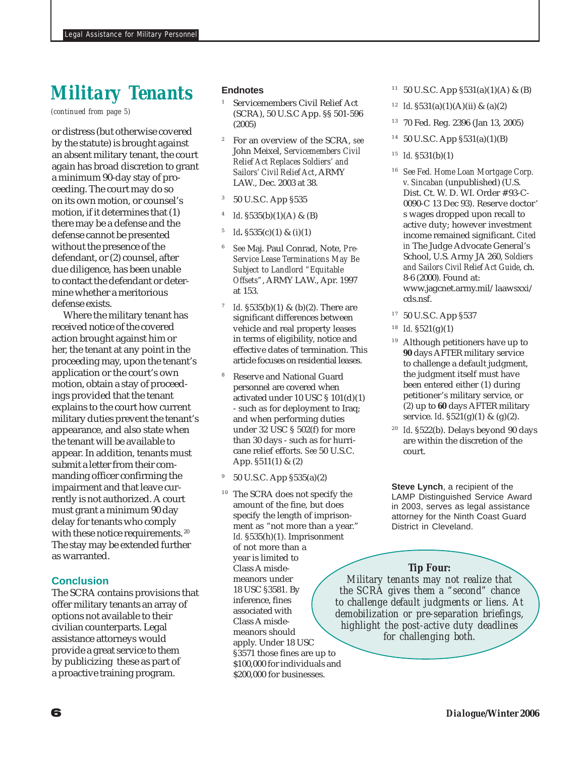# Military Tenants

*(continued from page 5)*

or distress (but otherwise covered by the statute) is brought against an absent military tenant, the court again has broad discretion to grant a minimum 90-day stay of proceeding. The court may do so on its own motion, or counsel's motion, if it determines that (1) there may be a defense and the defense cannot be presented without the presence of the defendant, or (2) counsel, after due diligence, has been unable to contact the defendant or determine whether a meritorious defense exists.

Where the military tenant has received notice of the covered action brought against him or her, the tenant at any point in the proceeding may, upon the tenant's application or the court's own motion, obtain a stay of proceedings provided that the tenant explains to the court how current military duties prevent the tenant's appearance, and also state when the tenant will be available to appear. In addition, tenants must submit a letter from their commanding officer confirming the impairment and that leave currently is not authorized. A court must grant a minimum 90 day delay for tenants who comply with these notice requirements.[20] The stay may be extended further as warranted.

## Conclusion

The SCRA contains provisions that offer military tenants an array of options not available to their civilian counterparts. Legal assistance attorneys would provide a great service to them by publicizing these as part of a proactive training program.

### Endnotes

1. Servicemembers Civil Relief Act (SCRA), 50 U.S.C App. §§ 501-596 (2005)
2. For an overview of the SCRA, *see* John Meixel, *Servicemembers Civil Relief Act Replaces Soldiers' and Sailors' Civil Relief Act*, ARMY LAW., Dec. 2003 at 38.
3. 50 U.S.C. App §535
4. *Id.* §535(b)(1)(A) & (B)
5. *Id.* §535(c)(1) & (i)(1)
6. *See* Maj. Paul Conrad, Note, *Pre-Service Lease Terminations May Be Subject to Landlord "Equitable Offsets"*, ARMY LAW., Apr. 1997 at 153.
7. *Id.* §535(b)(1) & (b)(2). There are significant differences between vehicle and real property leases in terms of eligibility, notice and effective dates of termination. This article focuses on residential leases.
8. Reserve and National Guard personnel are covered when activated under 10 USC § 101(d)(1) - such as for deployment to Iraq; and when performing duties under 32 USC § 502(f) for more than 30 days - such as for hurricane relief efforts. *See* 50 U.S.C. App. §511(1) & (2)
9. 50 U.S.C. App §535(a)(2)
10. The SCRA does not specify the amount of the fine, but does specify the length of imprisonment as "not more than a year." *Id.* §535(h)(1). Imprisonment of not more than a year is limited to Class A misdemeanors under 18 USC §3581. By inference, fines associated with Class A misdemeanors should apply. Under 18 USC §3571 those fines are up to $100,000 for individuals and $200,000 for businesses.
11. 50 U.S.C. App §531(a)(1)(A) & (B)
12. *Id.* §531(a)(1)(A)(ii) & (a)(2)
13. 70 Fed. Reg. 2396 (Jan 13, 2005)
14. 50 U.S.C. App §531(a)(1)(B)
15. *Id.* §531(b)(1)
16. *See Fed. Home Loan Mortgage Corp. v. Sincaban* (unpublished) (U.S. Dist. Ct. W. D. WI. Order #93-C-0090-C 13 Dec 93). Reserve doctor' s wages dropped upon recall to active duty; however investment income remained significant. *Cited in* The Judge Advocate General's School, U.S. Army JA 260, *Soldiers and Sailors Civil Relief Act Guide*, ch. 8-6 (2000). Found at: www.jagcnet.army.mil/laawsxxi/cds.nsf.
17. 50 U.S.C. App §537
18. *Id.* §521(g)(1)
19. Although petitioners have up to **90** days AFTER military service to challenge a default judgment, the judgment itself must have been entered either (1) during petitioner's military service, or (2) up to **60** days AFTER military service. *Id.* §521(g)(1) & (g)(2).
20. *Id.* §522(b). Delays beyond 90 days are within the discretion of the court.

**Steve Lynch**, a recipient of the LAMP Distinguished Service Award in 2003, serves as legal assistance attorney for the Ninth Coast Guard District in Cleveland.

**Tip Four:**

*Military tenants may not realize that the SCRA gives them a "second" chance to challenge default judgments or liens. At demobilization or pre-separation briefings, highlight the post-active duty deadlines for challenging both.*